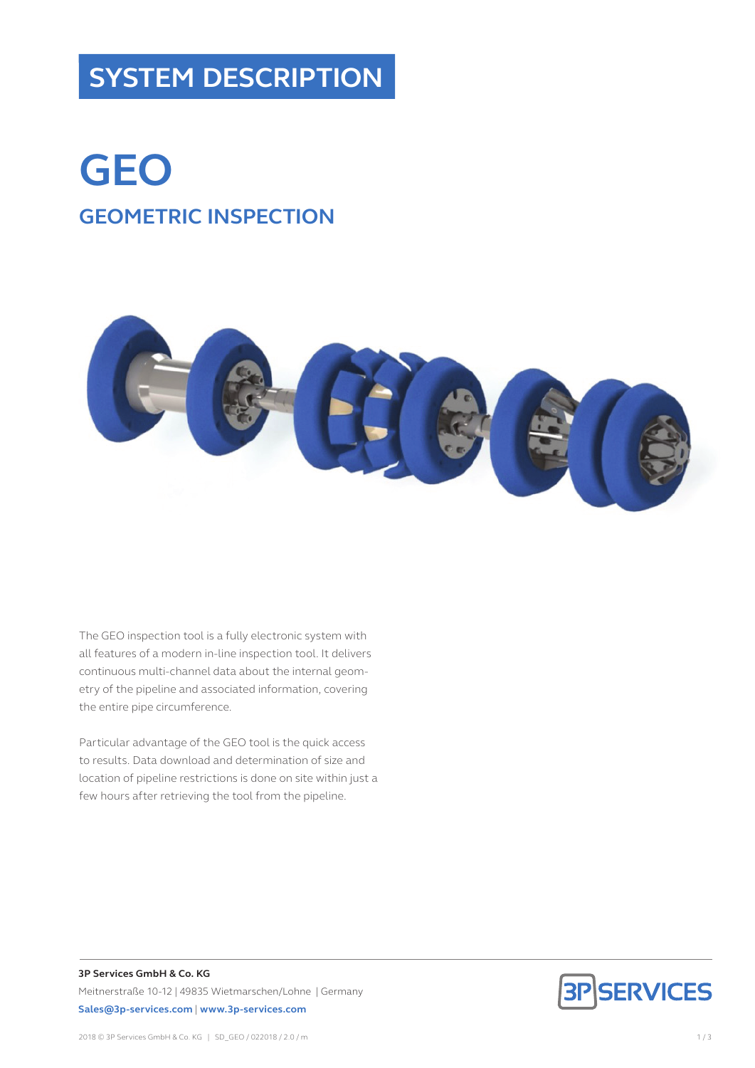# SYSTEM DESCRIPTION

# GEO

## GEOMETRIC INSPECTION

The GEO inspection tool is a fully electronic system with all features of a modern in-line inspection tool. It delivers continuous multi-channel data about the internal geometry of the pipeline and associated information, covering the entire pipe circumference.

Particular advantage of the GEO tool is the quick access to results. Data download and determination of size and location of pipeline restrictions is done on site within just a few hours after retrieving the tool from the pipeline.

**3P Services GmbH & Co. KG**
Meitnerstraße 10-12 | 49835 Wietmarschen/Lohne | Germany
**Sales@3p-services.com** | **www.3p-services.com**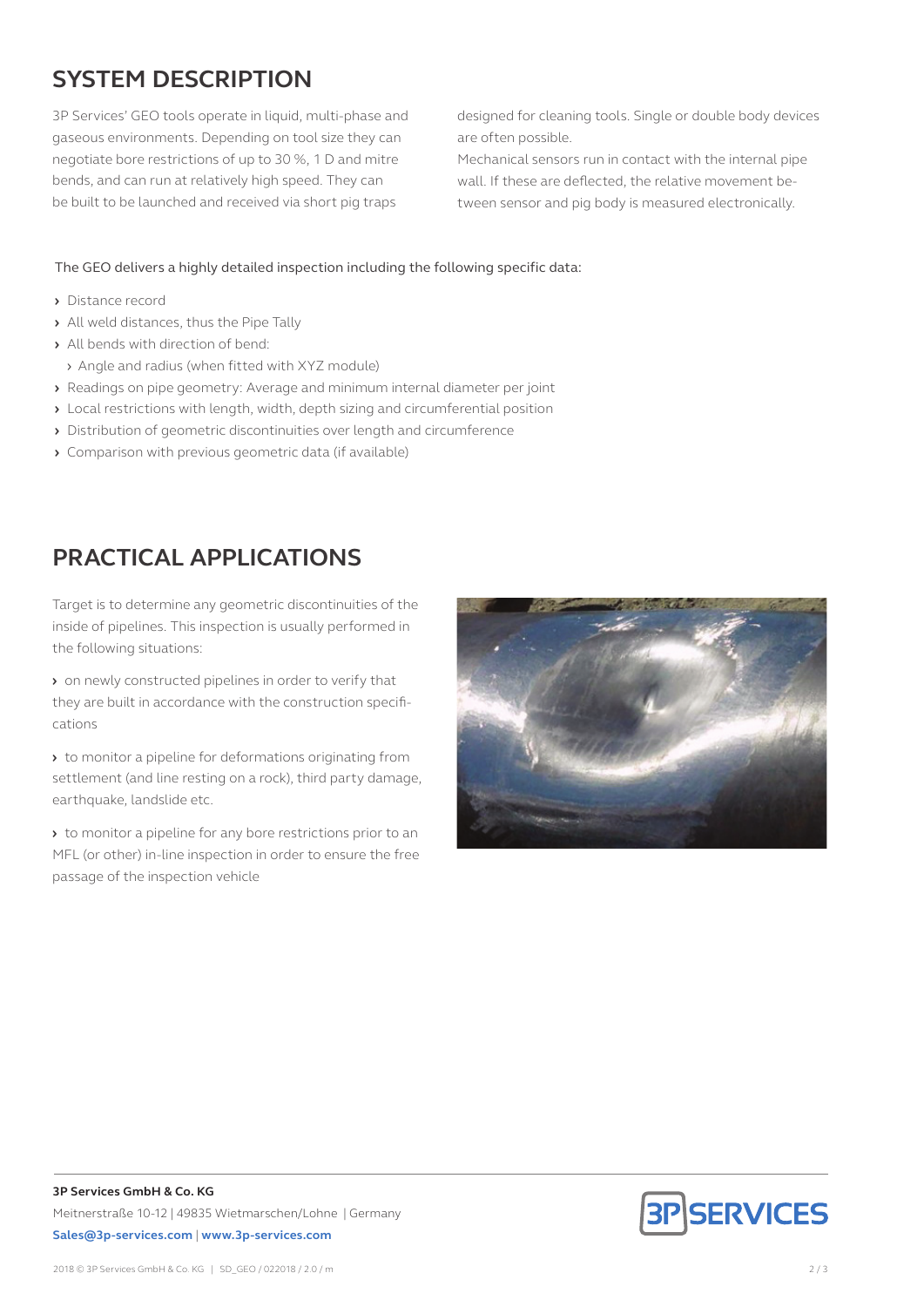## SYSTEM DESCRIPTION

3P Services' GEO tools operate in liquid, multi-phase and gaseous environments. Depending on tool size they can negotiate bore restrictions of up to 30 %, 1 D and mitre bends, and can run at relatively high speed. They can be built to be launched and received via short pig traps designed for cleaning tools. Single or double body devices are often possible.

Mechanical sensors run in contact with the internal pipe wall. If these are deflected, the relative movement between sensor and pig body is measured electronically.

The GEO delivers a highly detailed inspection including the following specific data:

- Distance record
- All weld distances, thus the Pipe Tally
- All bends with direction of bend:
  - Angle and radius (when fitted with XYZ module)
- Readings on pipe geometry: Average and minimum internal diameter per joint
- Local restrictions with length, width, depth sizing and circumferential position
- Distribution of geometric discontinuities over length and circumference
- Comparison with previous geometric data (if available)

## PRACTICAL APPLICATIONS

Target is to determine any geometric discontinuities of the inside of pipelines. This inspection is usually performed in the following situations:

- on newly constructed pipelines in order to verify that they are built in accordance with the construction specifications
- to monitor a pipeline for deformations originating from settlement (and line resting on a rock), third party damage, earthquake, landslide etc.
- to monitor a pipeline for any bore restrictions prior to an MFL (or other) in-line inspection in order to ensure the free passage of the inspection vehicle

**3P Services GmbH & Co. KG**
Meitnerstraße 10-12 | 49835 Wietmarschen/Lohne | Germany
**Sales@3p-services.com** | **www.3p-services.com**

2018 © 3P Services GmbH & Co. KG | SD_GEO / 022018 / 2.0 / m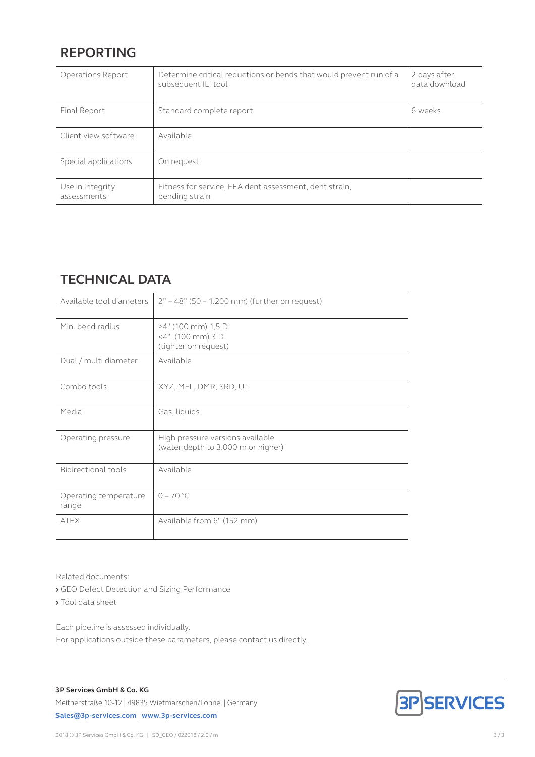## REPORTING

| | | |
|---|---|---|
| Operations Report | Determine critical reductions or bends that would prevent run of a subsequent ILI tool | 2 days after data download |
| Final Report | Standard complete report | 6 weeks |
| Client view software | Available | |
| Special applications | On request | |
| Use in integrity assessments | Fitness for service, FEA dent assessment, dent strain, bending strain | |

## TECHNICAL DATA

| | |
|---|---|
| Available tool diameters | 2" – 48" (50 – 1.200 mm) (further on request) |
| Min. bend radius | ≥4" (100 mm) 1,5 D<br><4" (100 mm) 3 D<br>(tighter on request) |
| Dual / multi diameter | Available |
| Combo tools | XYZ, MFL, DMR, SRD, UT |
| Media | Gas, liquids |
| Operating pressure | High pressure versions available<br>(water depth to 3.000 m or higher) |
| Bidirectional tools | Available |
| Operating temperature range | 0 – 70 °C |
| ATEX | Available from 6" (152 mm) |

Related documents:

› GEO Defect Detection and Sizing Performance

› Tool data sheet

Each pipeline is assessed individually.
For applications outside these parameters, please contact us directly.

**3P Services GmbH & Co. KG**
Meitnerstraße 10-12 | 49835 Wietmarschen/Lohne | Germany
**Sales@3p-services.com** | **www.3p-services.com**

3P SERVICES

2018 © 3P Services GmbH & Co. KG | SD_GEO / 022018 / 2.0 / m